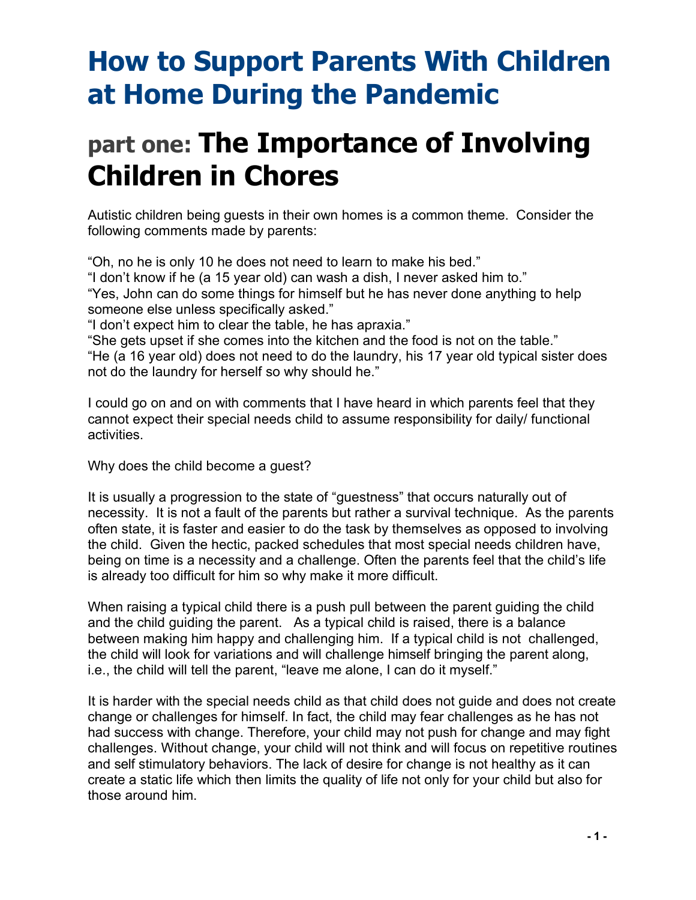# How to Support Parents With Children at Home During the Pandemic

## part one: The Importance of Involving Children in Chores

Autistic children being guests in their own homes is a common theme. Consider the following comments made by parents:

"Oh, no he is only 10 he does not need to learn to make his bed."
"I don't know if he (a 15 year old) can wash a dish, I never asked him to."
"Yes, John can do some things for himself but he has never done anything to help someone else unless specifically asked."
"I don't expect him to clear the table, he has apraxia."
"She gets upset if she comes into the kitchen and the food is not on the table."
"He (a 16 year old) does not need to do the laundry, his 17 year old typical sister does not do the laundry for herself so why should he."

I could go on and on with comments that I have heard in which parents feel that they cannot expect their special needs child to assume responsibility for daily/ functional activities.

Why does the child become a guest?

It is usually a progression to the state of "guestness" that occurs naturally out of necessity. It is not a fault of the parents but rather a survival technique. As the parents often state, it is faster and easier to do the task by themselves as opposed to involving the child. Given the hectic, packed schedules that most special needs children have, being on time is a necessity and a challenge. Often the parents feel that the child's life is already too difficult for him so why make it more difficult.

When raising a typical child there is a push pull between the parent guiding the child and the child guiding the parent. As a typical child is raised, there is a balance between making him happy and challenging him. If a typical child is not challenged, the child will look for variations and will challenge himself bringing the parent along, i.e., the child will tell the parent, "leave me alone, I can do it myself."

It is harder with the special needs child as that child does not guide and does not create change or challenges for himself. In fact, the child may fear challenges as he has not had success with change. Therefore, your child may not push for change and may fight challenges. Without change, your child will not think and will focus on repetitive routines and self stimulatory behaviors. The lack of desire for change is not healthy as it can create a static life which then limits the quality of life not only for your child but also for those around him.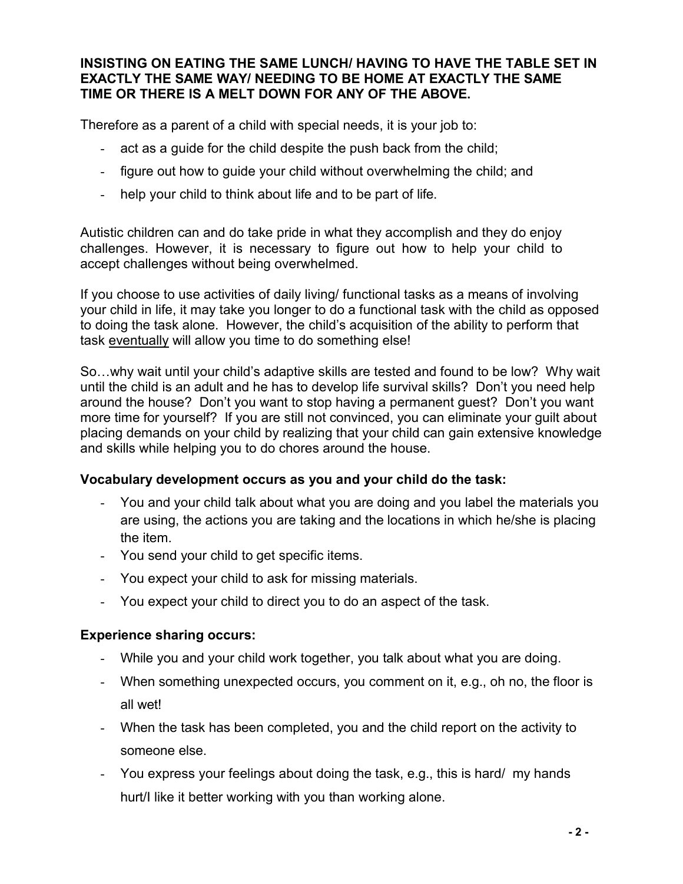**INSISTING ON EATING THE SAME LUNCH/ HAVING TO HAVE THE TABLE SET IN EXACTLY THE SAME WAY/ NEEDING TO BE HOME AT EXACTLY THE SAME TIME OR THERE IS A MELT DOWN FOR ANY OF THE ABOVE.**

Therefore as a parent of a child with special needs, it is your job to:

- act as a guide for the child despite the push back from the child;
- figure out how to guide your child without overwhelming the child; and
- help your child to think about life and to be part of life.

Autistic children can and do take pride in what they accomplish and they do enjoy challenges. However, it is necessary to figure out how to help your child to accept challenges without being overwhelmed.

If you choose to use activities of daily living/ functional tasks as a means of involving your child in life, it may take you longer to do a functional task with the child as opposed to doing the task alone. However, the child's acquisition of the ability to perform that task <u>eventually</u> will allow you time to do something else!

So…why wait until your child's adaptive skills are tested and found to be low? Why wait until the child is an adult and he has to develop life survival skills? Don't you need help around the house? Don't you want to stop having a permanent guest? Don't you want more time for yourself? If you are still not convinced, you can eliminate your guilt about placing demands on your child by realizing that your child can gain extensive knowledge and skills while helping you to do chores around the house.

**Vocabulary development occurs as you and your child do the task:**

- You and your child talk about what you are doing and you label the materials you are using, the actions you are taking and the locations in which he/she is placing the item.
- You send your child to get specific items.
- You expect your child to ask for missing materials.
- You expect your child to direct you to do an aspect of the task.

**Experience sharing occurs:**

- While you and your child work together, you talk about what you are doing.
- When something unexpected occurs, you comment on it, e.g., oh no, the floor is all wet!
- When the task has been completed, you and the child report on the activity to someone else.
- You express your feelings about doing the task, e.g., this is hard/ my hands hurt/I like it better working with you than working alone.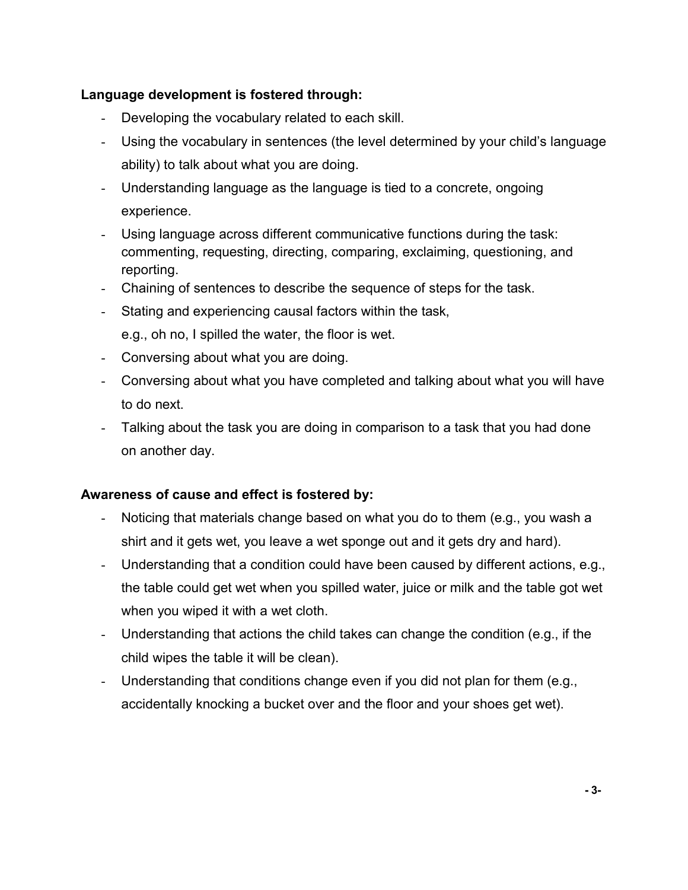**Language development is fostered through:**

- Developing the vocabulary related to each skill.
- Using the vocabulary in sentences (the level determined by your child's language ability) to talk about what you are doing.
- Understanding language as the language is tied to a concrete, ongoing experience.
- Using language across different communicative functions during the task: commenting, requesting, directing, comparing, exclaiming, questioning, and reporting.
- Chaining of sentences to describe the sequence of steps for the task.
- Stating and experiencing causal factors within the task, e.g., oh no, I spilled the water, the floor is wet.
- Conversing about what you are doing.
- Conversing about what you have completed and talking about what you will have to do next.
- Talking about the task you are doing in comparison to a task that you had done on another day.

**Awareness of cause and effect is fostered by:**

- Noticing that materials change based on what you do to them (e.g., you wash a shirt and it gets wet, you leave a wet sponge out and it gets dry and hard).
- Understanding that a condition could have been caused by different actions, e.g., the table could get wet when you spilled water, juice or milk and the table got wet when you wiped it with a wet cloth.
- Understanding that actions the child takes can change the condition (e.g., if the child wipes the table it will be clean).
- Understanding that conditions change even if you did not plan for them (e.g., accidentally knocking a bucket over and the floor and your shoes get wet).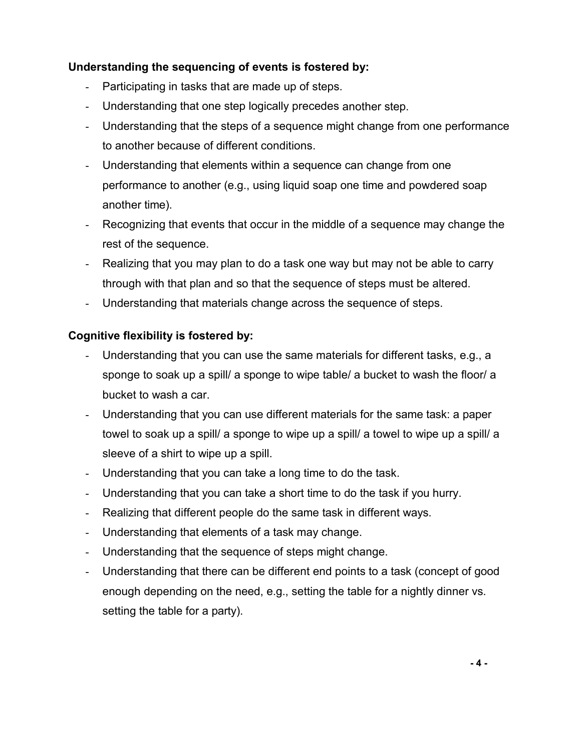**Understanding the sequencing of events is fostered by:**

- Participating in tasks that are made up of steps.
- Understanding that one step logically precedes another step.
- Understanding that the steps of a sequence might change from one performance to another because of different conditions.
- Understanding that elements within a sequence can change from one performance to another (e.g., using liquid soap one time and powdered soap another time).
- Recognizing that events that occur in the middle of a sequence may change the rest of the sequence.
- Realizing that you may plan to do a task one way but may not be able to carry through with that plan and so that the sequence of steps must be altered.
- Understanding that materials change across the sequence of steps.

**Cognitive flexibility is fostered by:**

- Understanding that you can use the same materials for different tasks, e.g., a sponge to soak up a spill/ a sponge to wipe table/ a bucket to wash the floor/ a bucket to wash a car.
- Understanding that you can use different materials for the same task: a paper towel to soak up a spill/ a sponge to wipe up a spill/ a towel to wipe up a spill/ a sleeve of a shirt to wipe up a spill.
- Understanding that you can take a long time to do the task.
- Understanding that you can take a short time to do the task if you hurry.
- Realizing that different people do the same task in different ways.
- Understanding that elements of a task may change.
- Understanding that the sequence of steps might change.
- Understanding that there can be different end points to a task (concept of good enough depending on the need, e.g., setting the table for a nightly dinner vs. setting the table for a party).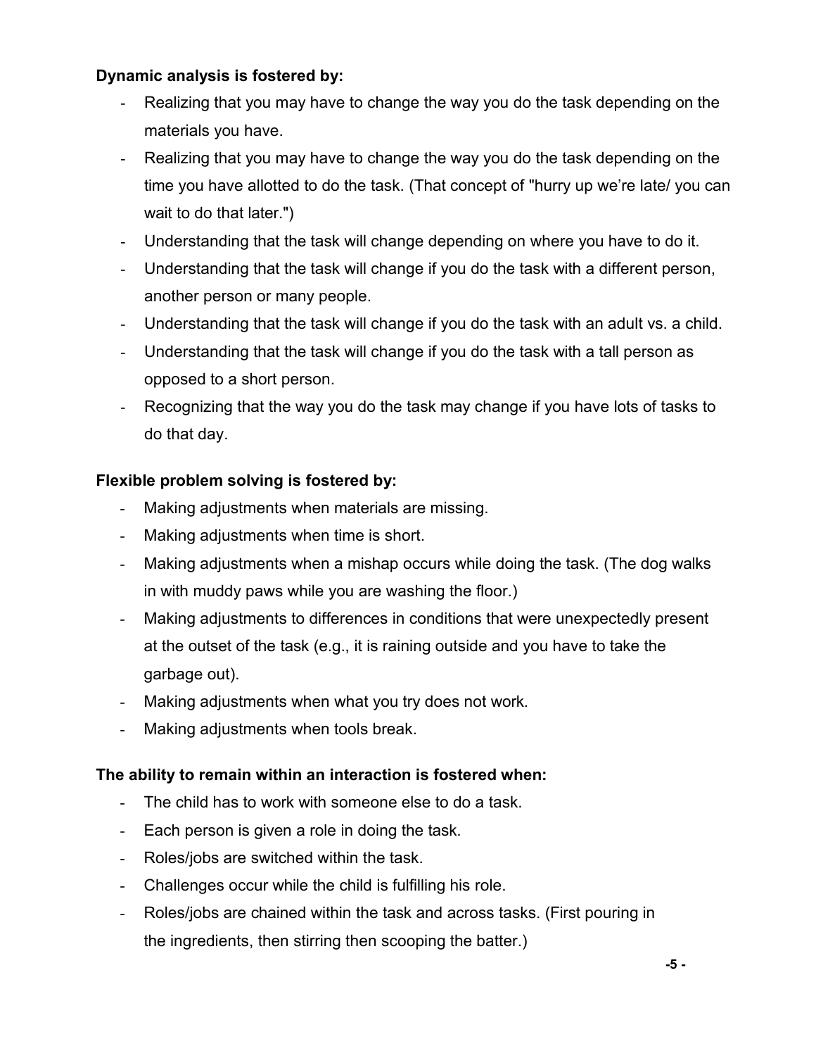**Dynamic analysis is fostered by:**

- Realizing that you may have to change the way you do the task depending on the materials you have.
- Realizing that you may have to change the way you do the task depending on the time you have allotted to do the task. (That concept of "hurry up we're late/ you can wait to do that later.")
- Understanding that the task will change depending on where you have to do it.
- Understanding that the task will change if you do the task with a different person, another person or many people.
- Understanding that the task will change if you do the task with an adult vs. a child.
- Understanding that the task will change if you do the task with a tall person as opposed to a short person.
- Recognizing that the way you do the task may change if you have lots of tasks to do that day.

**Flexible problem solving is fostered by:**

- Making adjustments when materials are missing.
- Making adjustments when time is short.
- Making adjustments when a mishap occurs while doing the task. (The dog walks in with muddy paws while you are washing the floor.)
- Making adjustments to differences in conditions that were unexpectedly present at the outset of the task (e.g., it is raining outside and you have to take the garbage out).
- Making adjustments when what you try does not work.
- Making adjustments when tools break.

**The ability to remain within an interaction is fostered when:**

- The child has to work with someone else to do a task.
- Each person is given a role in doing the task.
- Roles/jobs are switched within the task.
- Challenges occur while the child is fulfilling his role.
- Roles/jobs are chained within the task and across tasks. (First pouring in the ingredients, then stirring then scooping the batter.)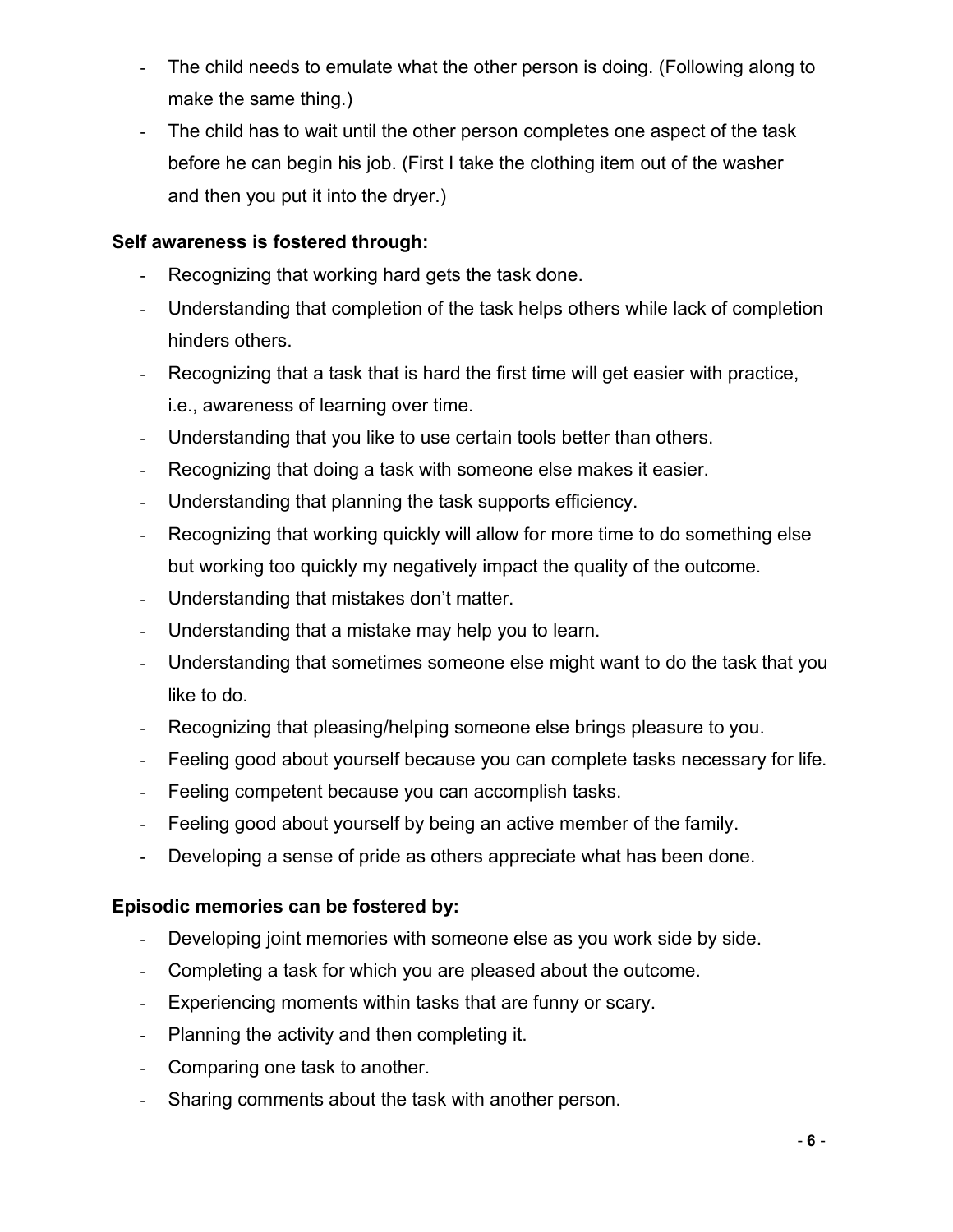- The child needs to emulate what the other person is doing. (Following along to make the same thing.)
- The child has to wait until the other person completes one aspect of the task before he can begin his job. (First I take the clothing item out of the washer and then you put it into the dryer.)

**Self awareness is fostered through:**

- Recognizing that working hard gets the task done.
- Understanding that completion of the task helps others while lack of completion hinders others.
- Recognizing that a task that is hard the first time will get easier with practice, i.e., awareness of learning over time.
- Understanding that you like to use certain tools better than others.
- Recognizing that doing a task with someone else makes it easier.
- Understanding that planning the task supports efficiency.
- Recognizing that working quickly will allow for more time to do something else but working too quickly my negatively impact the quality of the outcome.
- Understanding that mistakes don't matter.
- Understanding that a mistake may help you to learn.
- Understanding that sometimes someone else might want to do the task that you like to do.
- Recognizing that pleasing/helping someone else brings pleasure to you.
- Feeling good about yourself because you can complete tasks necessary for life.
- Feeling competent because you can accomplish tasks.
- Feeling good about yourself by being an active member of the family.
- Developing a sense of pride as others appreciate what has been done.

**Episodic memories can be fostered by:**

- Developing joint memories with someone else as you work side by side.
- Completing a task for which you are pleased about the outcome.
- Experiencing moments within tasks that are funny or scary.
- Planning the activity and then completing it.
- Comparing one task to another.
- Sharing comments about the task with another person.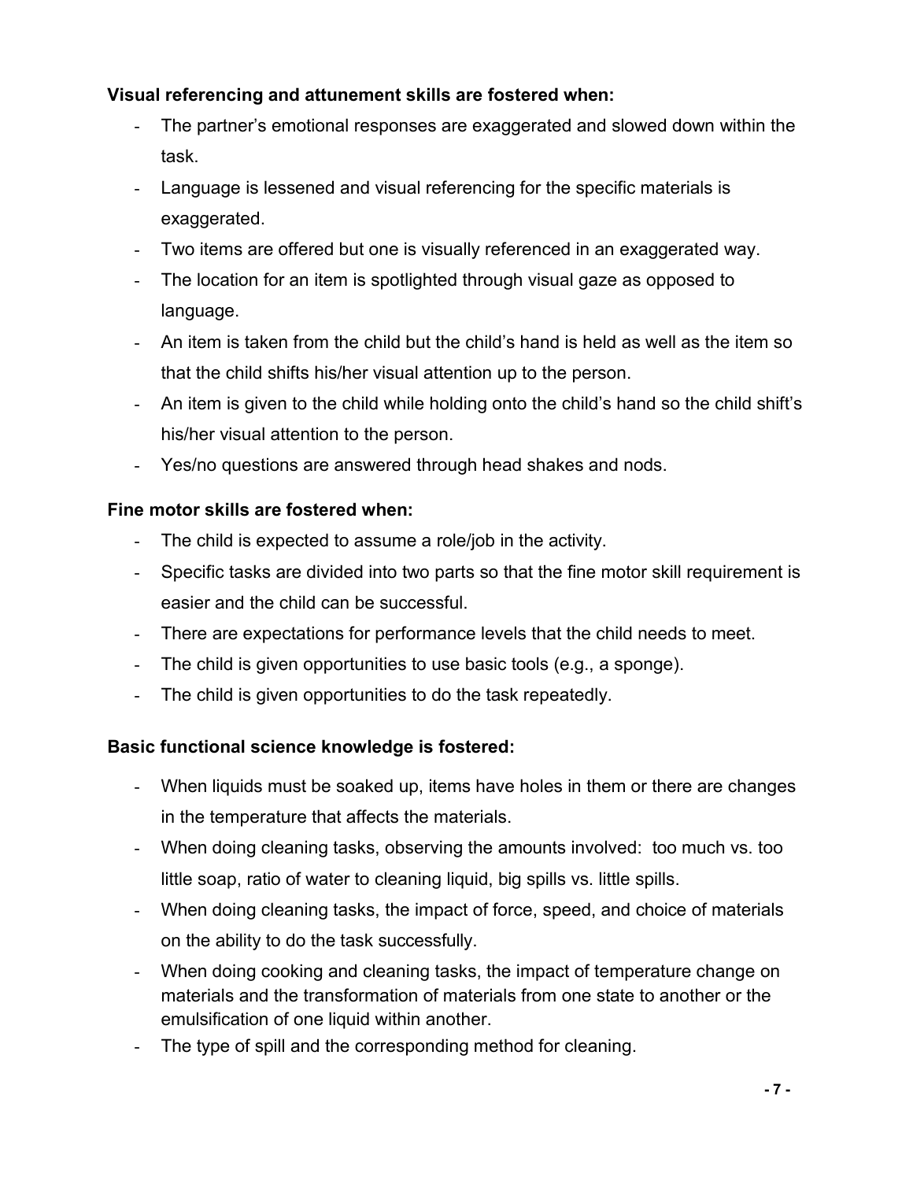**Visual referencing and attunement skills are fostered when:**

- The partner's emotional responses are exaggerated and slowed down within the task.
- Language is lessened and visual referencing for the specific materials is exaggerated.
- Two items are offered but one is visually referenced in an exaggerated way.
- The location for an item is spotlighted through visual gaze as opposed to language.
- An item is taken from the child but the child's hand is held as well as the item so that the child shifts his/her visual attention up to the person.
- An item is given to the child while holding onto the child's hand so the child shift's his/her visual attention to the person.
- Yes/no questions are answered through head shakes and nods.

**Fine motor skills are fostered when:**

- The child is expected to assume a role/job in the activity.
- Specific tasks are divided into two parts so that the fine motor skill requirement is easier and the child can be successful.
- There are expectations for performance levels that the child needs to meet.
- The child is given opportunities to use basic tools (e.g., a sponge).
- The child is given opportunities to do the task repeatedly.

**Basic functional science knowledge is fostered:**

- When liquids must be soaked up, items have holes in them or there are changes in the temperature that affects the materials.
- When doing cleaning tasks, observing the amounts involved: too much vs. too little soap, ratio of water to cleaning liquid, big spills vs. little spills.
- When doing cleaning tasks, the impact of force, speed, and choice of materials on the ability to do the task successfully.
- When doing cooking and cleaning tasks, the impact of temperature change on materials and the transformation of materials from one state to another or the emulsification of one liquid within another.
- The type of spill and the corresponding method for cleaning.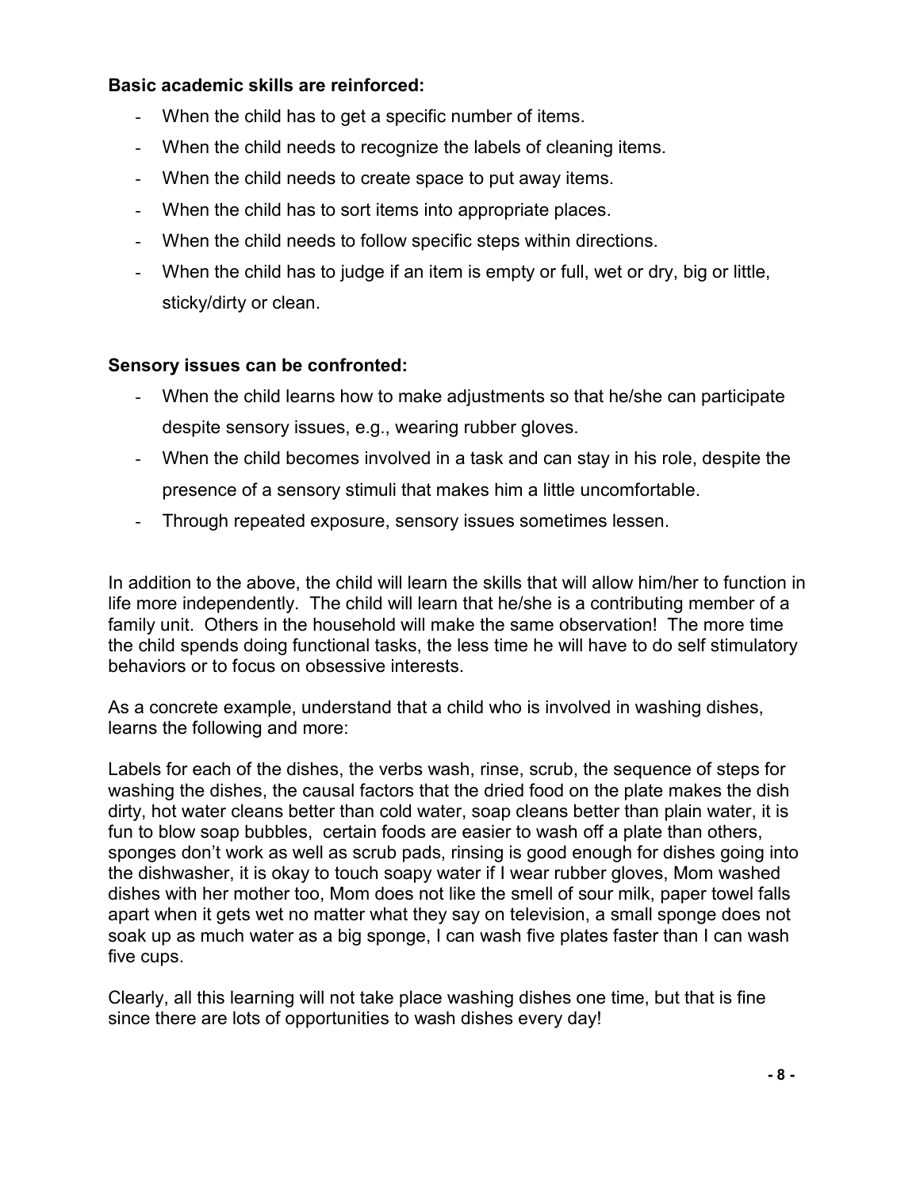**Basic academic skills are reinforced:**

- When the child has to get a specific number of items.
- When the child needs to recognize the labels of cleaning items.
- When the child needs to create space to put away items.
- When the child has to sort items into appropriate places.
- When the child needs to follow specific steps within directions.
- When the child has to judge if an item is empty or full, wet or dry, big or little, sticky/dirty or clean.

**Sensory issues can be confronted:**

- When the child learns how to make adjustments so that he/she can participate despite sensory issues, e.g., wearing rubber gloves.
- When the child becomes involved in a task and can stay in his role, despite the presence of a sensory stimuli that makes him a little uncomfortable.
- Through repeated exposure, sensory issues sometimes lessen.

In addition to the above, the child will learn the skills that will allow him/her to function in life more independently. The child will learn that he/she is a contributing member of a family unit. Others in the household will make the same observation! The more time the child spends doing functional tasks, the less time he will have to do self stimulatory behaviors or to focus on obsessive interests.

As a concrete example, understand that a child who is involved in washing dishes, learns the following and more:

Labels for each of the dishes, the verbs wash, rinse, scrub, the sequence of steps for washing the dishes, the causal factors that the dried food on the plate makes the dish dirty, hot water cleans better than cold water, soap cleans better than plain water, it is fun to blow soap bubbles, certain foods are easier to wash off a plate than others, sponges don't work as well as scrub pads, rinsing is good enough for dishes going into the dishwasher, it is okay to touch soapy water if I wear rubber gloves, Mom washed dishes with her mother too, Mom does not like the smell of sour milk, paper towel falls apart when it gets wet no matter what they say on television, a small sponge does not soak up as much water as a big sponge, I can wash five plates faster than I can wash five cups.

Clearly, all this learning will not take place washing dishes one time, but that is fine since there are lots of opportunities to wash dishes every day!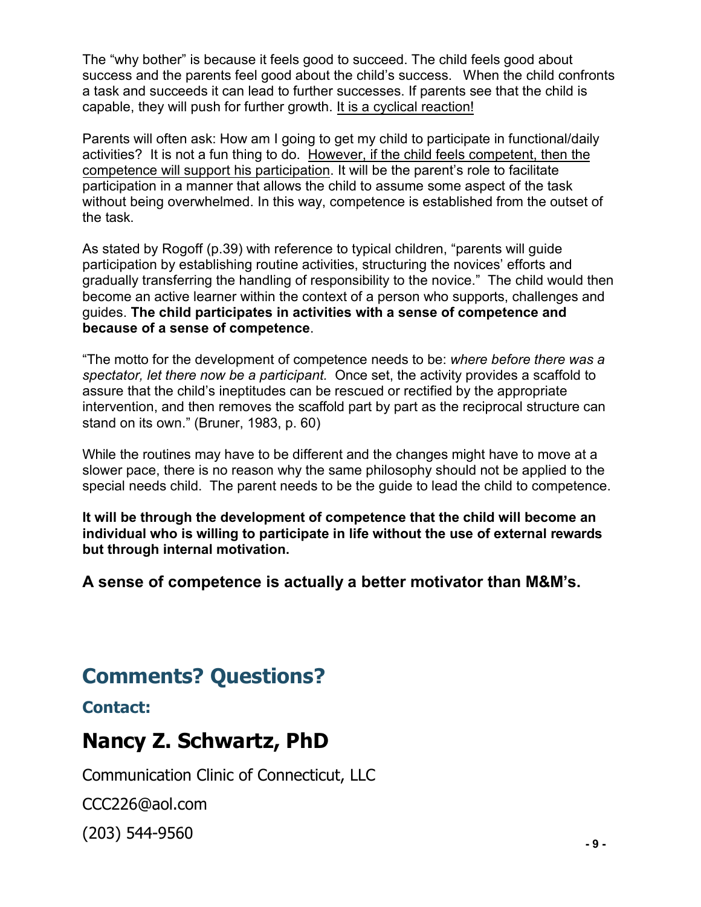The "why bother" is because it feels good to succeed. The child feels good about success and the parents feel good about the child's success. When the child confronts a task and succeeds it can lead to further successes. If parents see that the child is capable, they will push for further growth. <u>It is a cyclical reaction!</u>

Parents will often ask: How am I going to get my child to participate in functional/daily activities? It is not a fun thing to do. <u>However, if the child feels competent, then the competence will support his participation</u>. It will be the parent's role to facilitate participation in a manner that allows the child to assume some aspect of the task without being overwhelmed. In this way, competence is established from the outset of the task.

As stated by Rogoff (p.39) with reference to typical children, "parents will guide participation by establishing routine activities, structuring the novices' efforts and gradually transferring the handling of responsibility to the novice." The child would then become an active learner within the context of a person who supports, challenges and guides. **The child participates in activities with a sense of competence and because of a sense of competence**.

"The motto for the development of competence needs to be: *where before there was a spectator, let there now be a participant.* Once set, the activity provides a scaffold to assure that the child's ineptitudes can be rescued or rectified by the appropriate intervention, and then removes the scaffold part by part as the reciprocal structure can stand on its own." (Bruner, 1983, p. 60)

While the routines may have to be different and the changes might have to move at a slower pace, there is no reason why the same philosophy should not be applied to the special needs child. The parent needs to be the guide to lead the child to competence.

**It will be through the development of competence that the child will become an individual who is willing to participate in life without the use of external rewards but through internal motivation.**

**A sense of competence is actually a better motivator than M&M's.**

## Comments? Questions?

### Contact:

# Nancy Z. Schwartz, PhD

Communication Clinic of Connecticut, LLC

CCC226@aol.com

(203) 544-9560